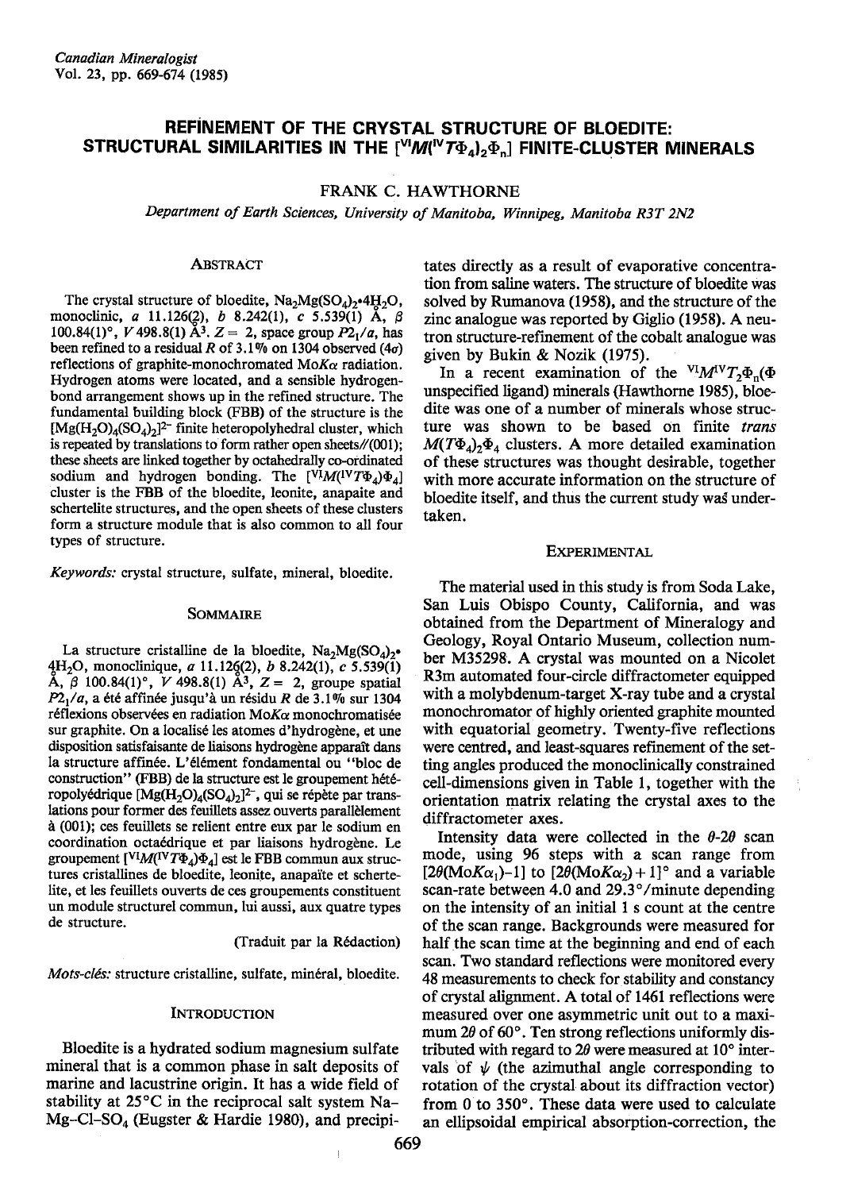# REFINEMENT OF THE CRYSTAL STRUCTURE OF BLOEDITE: STRUCTURAL SIMILARITIES IN THE $[^{VI}M(^{IV}T\Phi_4)_2\Phi_n]$ FINITE-CLUSTER MINERALS

FRANK C. HAWTHORNE

*Department of Earth Sciences, University of Manitoba, Winnipeg, Manitoba R3T 2N2*

## ABSTRACT

The crystal structure of bloedite, $Na_2Mg(SO_4)_2{\cdot}4H_2O$, monoclinic, *a* 11.126(2), *b* 8.242(1), *c* 5.539(1) Å, β 100.84(1)°, *V* 498.8(1) Å$^3$, *Z* = 2, space group $P2_1/a$, has been refined to a residual *R* of 3.1% on 1304 observed (4σ) reflections of graphite-monochromated MoKα radiation. Hydrogen atoms were located, and a sensible hydrogen-bond arrangement shows up in the refined structure. The fundamental building block (FBB) of the structure is the $[Mg(H_2O)_4(SO_4)_2]^{2-}$ finite heteropolyhedral cluster, which is repeated by translations to form rather open sheets//(001); these sheets are linked together by octahedrally co-ordinated sodium and hydrogen bonding. The $[^{VI}M(^{IV}T\Phi_4)\Phi_4]$ cluster is the FBB of the bloedite, leonite, anapaite and schertelite structures, and the open sheets of these clusters form a structure module that is also common to all four types of structure.

*Keywords:* crystal structure, sulfate, mineral, bloedite.

## SOMMAIRE

La structure cristalline de la bloedite, $Na_2Mg(SO_4)_2{\cdot}4H_2O$, monoclinique, *a* 11.126(2), *b* 8.242(1), *c* 5.539(1) Å, β 100.84(1)°, *V* 498.8(1) Å$^3$, *Z* = 2, groupe spatial $P2_1/a$, a été affinée jusqu'à un résidu *R* de 3.1% sur 1304 réflexions observées en radiation MoKα monochromatisée sur graphite. On a localisé les atomes d'hydrogène, et une disposition satisfaisante de liaisons hydrogène apparaît dans la structure affinée. L'élément fondamental ou "bloc de construction" (FBB) de la structure est le groupement hétéropolyédrique $[Mg(H_2O)_4(SO_4)_2]^{2-}$, qui se répète par translations pour former des feuillets assez ouverts parallèlement à (001); ces feuillets se relient entre eux par le sodium en coordination octaédrique et par liaisons hydrogène. Le groupement $[^{VI}M(^{IV}T\Phi_4)\Phi_4]$ est le FBB commun aux structures cristallines de bloedite, leonite, anapaïte et schertelite, et les feuillets ouverts de ces groupements constituent un module structurel commun, lui aussi, aux quatre types de structure.

(Traduit par la Rédaction)

*Mots-clés:* structure cristalline, sulfate, minéral, bloedite.

## INTRODUCTION

Bloedite is a hydrated sodium magnesium sulfate mineral that is a common phase in salt deposits of marine and lacustrine origin. It has a wide field of stability at 25°C in the reciprocal salt system Na–Mg–Cl–$SO_4$ (Eugster & Hardie 1980), and precipitates directly as a result of evaporative concentration from saline waters. The structure of bloedite was solved by Rumanova (1958), and the structure of the zinc analogue was reported by Giglio (1958). A neutron structure-refinement of the cobalt analogue was given by Bukin & Nozik (1975).

In a recent examination of the $^{VI}M^{IV}T_2\Phi_n$(Φ unspecified ligand) minerals (Hawthorne 1985), bloedite was one of a number of minerals whose structure was shown to be based on finite *trans* $M(T\Phi_4)_2\Phi_4$ clusters. A more detailed examination of these structures was thought desirable, together with more accurate information on the structure of bloedite itself, and thus the current study was undertaken.

## EXPERIMENTAL

The material used in this study is from Soda Lake, San Luis Obispo County, California, and was obtained from the Department of Mineralogy and Geology, Royal Ontario Museum, collection number M35298. A crystal was mounted on a Nicolet R3m automated four-circle diffractometer equipped with a molybdenum-target X-ray tube and a crystal monochromator of highly oriented graphite mounted with equatorial geometry. Twenty-five reflections were centred, and least-squares refinement of the setting angles produced the monoclinically constrained cell-dimensions given in Table 1, together with the orientation matrix relating the crystal axes to the diffractometer axes.

Intensity data were collected in the θ-2θ scan mode, using 96 steps with a scan range from $[2\theta(MoK\alpha_1)-1]$ to $[2\theta(MoK\alpha_2)+1]$° and a variable scan-rate between 4.0 and 29.3°/minute depending on the intensity of an initial 1 s count at the centre of the scan range. Backgrounds were measured for half the scan time at the beginning and end of each scan. Two standard reflections were monitored every 48 measurements to check for stability and constancy of crystal alignment. A total of 1461 reflections were measured over one asymmetric unit out to a maximum 2θ of 60°. Ten strong reflections uniformly distributed with regard to 2θ were measured at 10° intervals of ψ (the azimuthal angle corresponding to rotation of the crystal about its diffraction vector) from 0 to 350°. These data were used to calculate an ellipsoidal empirical absorption-correction, the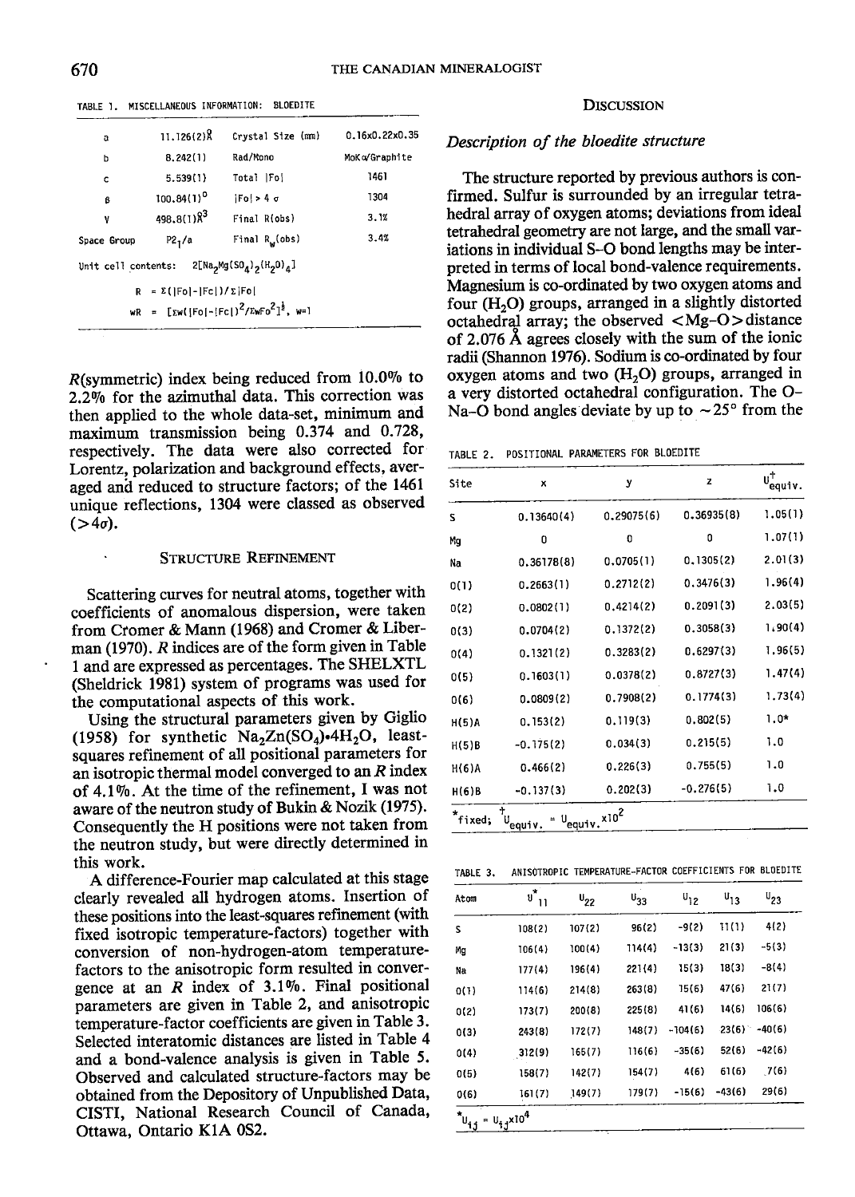TABLE 1. MISCELLANEOUS INFORMATION: BLOEDITE

| | | | |
|---|---|---|---|
| a | 11.126(2)Å | Crystal Size (mm) | 0.16x0.22x0.35 |
| b | 8.242(1) | Rad/Mono | MoKα/Graphite |
| c | 5.539(1) | Total \|Fo\| | 1461 |
| β | 100.84(1)° | \|Fo\| > 4 σ | 1304 |
| V | 498.8(1)Å$^3$ | Final R(obs) | 3.1% |
| Space Group | $P2_1/a$ | Final $R_w$(obs) | 3.4% |

Unit cell contents: $2[Na_2Mg(SO_4)_2(H_2O)_4]$

$$R = \Sigma(|Fo|-|Fc|)/\Sigma|Fo|$$

$$wR = [\Sigma w(|Fo|-|Fc|)^2/\Sigma wFo^2]^{\frac{1}{2}},\ w=1$$

$R$(symmetric) index being reduced from 10.0% to 2.2% for the azimuthal data. This correction was then applied to the whole data-set, minimum and maximum transmission being 0.374 and 0.728, respectively. The data were also corrected for Lorentz, polarization and background effects, averaged and reduced to structure factors; of the 1461 unique reflections, 1304 were classed as observed ($>4\sigma$).

## STRUCTURE REFINEMENT

Scattering curves for neutral atoms, together with coefficients of anomalous dispersion, were taken from Cromer & Mann (1968) and Cromer & Liberman (1970). $R$ indices are of the form given in Table 1 and are expressed as percentages. The SHELXTL (Sheldrick 1981) system of programs was used for the computational aspects of this work.

Using the structural parameters given by Giglio (1958) for synthetic $Na_2Zn(SO_4)\cdot 4H_2O$, least-squares refinement of all positional parameters for an isotropic thermal model converged to an $R$ index of 4.1%. At the time of the refinement, I was not aware of the neutron study of Bukin & Nozik (1975). Consequently the H positions were not taken from the neutron study, but were directly determined in this work.

A difference-Fourier map calculated at this stage clearly revealed all hydrogen atoms. Insertion of these positions into the least-squares refinement (with fixed isotropic temperature-factors) together with conversion of non-hydrogen-atom temperature-factors to the anisotropic form resulted in convergence at an $R$ index of 3.1%. Final positional parameters are given in Table 2, and anisotropic temperature-factor coefficients are given in Table 3. Selected interatomic distances are listed in Table 4 and a bond-valence analysis is given in Table 5. Observed and calculated structure-factors may be obtained from the Depository of Unpublished Data, CISTI, National Research Council of Canada, Ottawa, Ontario K1A 0S2.

## DISCUSSION

### *Description of the bloedite structure*

The structure reported by previous authors is confirmed. Sulfur is surrounded by an irregular tetrahedral array of oxygen atoms; deviations from ideal tetrahedral geometry are not large, and the small variations in individual S–O bond lengths may be interpreted in terms of local bond-valence requirements. Magnesium is co-ordinated by two oxygen atoms and four ($H_2O$) groups, arranged in a slightly distorted octahedral array; the observed <Mg–O> distance of 2.076 Å agrees closely with the sum of the ionic radii (Shannon 1976). Sodium is co-ordinated by four oxygen atoms and two ($H_2O$) groups, arranged in a very distorted octahedral configuration. The O–Na–O bond angles deviate by up to ~25° from the

TABLE 2. POSITIONAL PARAMETERS FOR BLOEDITE

| Site | x | y | z | $U^{\dagger}_{equiv.}$ |
|---|---|---|---|---|
| S | 0.13640(4) | 0.29075(6) | 0.36935(8) | 1.05(1) |
| Mg | 0 | 0 | 0 | 1.07(1) |
| Na | 0.36178(8) | 0.0705(1) | 0.1305(2) | 2.01(3) |
| O(1) | 0.2663(1) | 0.2712(2) | 0.3476(3) | 1.96(4) |
| O(2) | 0.0802(1) | 0.4214(2) | 0.2091(3) | 2.03(5) |
| O(3) | 0.0704(2) | 0.1372(2) | 0.3058(3) | 1.90(4) |
| O(4) | 0.1321(2) | 0.3283(2) | 0.6297(3) | 1.96(5) |
| O(5) | 0.1603(1) | 0.0378(2) | 0.8727(3) | 1.47(4) |
| O(6) | 0.0809(2) | 0.7908(2) | 0.1774(3) | 1.73(4) |
| H(5)A | 0.153(2) | 0.119(3) | 0.802(5) | 1.0* |
| H(5)B | -0.175(2) | 0.034(3) | 0.215(5) | 1.0 |
| H(6)A | 0.466(2) | 0.226(3) | 0.755(5) | 1.0 |
| H(6)B | -0.137(3) | 0.202(3) | -0.276(5) | 1.0 |

*fixed; $^{\dagger}U_{equiv.} = U_{equiv.}\times 10^2$

TABLE 3. ANISOTROPIC TEMPERATURE-FACTOR COEFFICIENTS FOR BLOEDITE

| Atom | $U^*_{11}$ | $U_{22}$ | $U_{33}$ | $U_{12}$ | $U_{13}$ | $U_{23}$ |
|---|---|---|---|---|---|---|
| S | 108(2) | 107(2) | 96(2) | -9(2) | 11(1) | 4(2) |
| Mg | 106(4) | 100(4) | 114(4) | -13(3) | 21(3) | -5(3) |
| Na | 177(4) | 196(4) | 221(4) | 15(3) | 18(3) | -8(4) |
| O(1) | 114(6) | 214(8) | 263(8) | 15(6) | 47(6) | 21(7) |
| O(2) | 173(7) | 200(8) | 225(8) | 41(6) | 14(6) | 106(6) |
| O(3) | 243(8) | 172(7) | 148(7) | -104(6) | 23(6) | -40(6) |
| O(4) | 312(9) | 165(7) | 116(6) | -35(6) | 52(6) | -42(6) |
| O(5) | 158(7) | 142(7) | 154(7) | 4(6) | 61(6) | 7(6) |
| O(6) | 161(7) | 149(7) | 179(7) | -15(6) | -43(6) | 29(6) |

$^*U_{ij} = U_{ij}\times 10^4$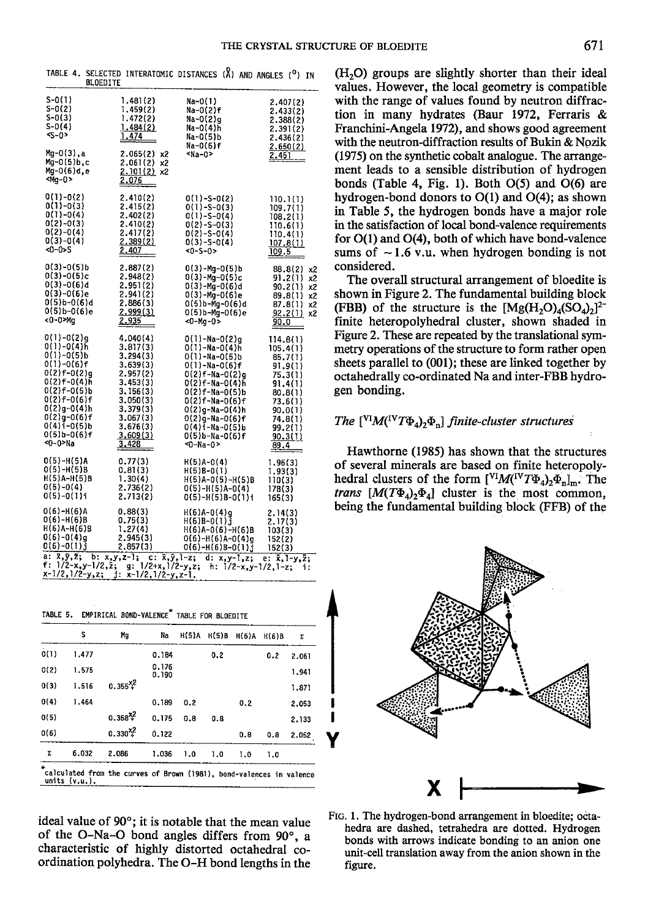TABLE 4. SELECTED INTERATOMIC DISTANCES (Å) AND ANGLES (°) IN BLOEDITE

| | | | |
|---|---|---|---|
| S-O(1) | 1.481(2) | Na-O(1) | 2.407(2) |
| S-O(2) | 1.459(2) | Na-O(2)f | 2.433(2) |
| S-O(3) | 1.472(2) | Na-O(2)g | 2.388(2) |
| S-O(4) | 1.484(2) | Na-O(4)h | 2.391(2) |
| <S-O> | 1.474 | Na-O(5)b | 2.436(2) |
| | | Na-O(6)f | 2.650(2) |
| Mg-O(3),a | 2.065(2) x2 | <Na-O> | 2.451 |
| Mg-O(5)b,c | 2.061(2) x2 | | |
| Mg-O(6)d,e | 2.101(2) x2 | | |
| <Mg-O> | 2.076 | | |
| O(1)-O(2) | 2.410(2) | O(1)-S-O(2) | 110.1(1) |
| O(1)-O(3) | 2.415(2) | O(1)-S-O(3) | 109.7(1) |
| O(1)-O(4) | 2.402(2) | O(1)-S-O(4) | 108.2(1) |
| O(2)-O(3) | 2.410(2) | O(2)-S-O(3) | 110.6(1) |
| O(2)-O(4) | 2.417(2) | O(2)-S-O(4) | 110.4(1) |
| O(3)-O(4) | 2.389(2) | O(3)-S-O(4) | 107.8(1) |
| <O-O>S | 2.407 | <O-S-O> | 109.5 |
| O(3)-O(5)b | 2.887(2) | O(3)-Mg-O(5)b | 88.8(2) x2 |
| O(3)-O(5)c | 2.948(2) | O(3)-Mg-O(5)c | 91.2(1) x2 |
| O(3)-O(6)d | 2.951(2) | O(3)-Mg-O(6)d | 90.2(1) x2 |
| O(3)-O(6)e | 2.941(2) | O(3)-Mg-O(6)e | 89.8(1) x2 |
| O(5)b-O(6)d | 2.886(3) | O(5)b-Mg-O(6)d | 87.8(1) x2 |
| O(5)b-O(6)e | 2.999(3) | O(5)b-Mg-O(6)e | 92.2(1) x2 |
| <O-O>Mg | 2.935 | <O-Mg-O> | 90.0 |
| O(1)-O(2)g | 4.040(4) | O(1)-Na-O(2)g | 114.8(1) |
| O(1)-O(4)h | 3.817(3) | O(1)-Na-O(4)h | 105.4(1) |
| O(1)-O(5)b | 3.294(3) | O(1)-Na-O(5)b | 85.7(1) |
| O(1)-O(6)f | 3.639(3) | O(1)-Na-O(6)f | 91.9(1) |
| O(2)f-O(2)g | 2.957(2) | O(2)f-Na-O(2)g | 75.3(1) |
| O(2)f-O(4)h | 3.453(3) | O(2)f-Na-O(4)h | 91.4(1) |
| O(2)f-O(5)b | 3.156(3) | O(2)f-Na-O(5)b | 80.8(1) |
| O(2)f-O(6)f | 3.050(3) | O(2)f-Na-O(6)f | 73.6(1) |
| O(2)g-O(4)h | 3.379(3) | O(2)g-Na-O(4)h | 90.0(1) |
| O(2)g-O(6)f | 3.067(3) | O(2)g-Na-O(6)f | 74.8(1) |
| O(4)i-O(5)b | 3.676(3) | O(4)i-Na-O(5)b | 99.2(1) |
| O(5)b-O(6)f | 3.609(3) | O(5)b-Na-O(6)f | 90.3(1) |
| <O-O>Na | 3.428 | <O-Na-O> | 89.4 |
| O(5)-H(5)A | 0.77(3) | H(5)A-O(4) | 1.96(3) |
| O(5)-H(5)B | 0.81(3) | H(5)B-O(1) | 1.93(3) |
| H(5)A-H(5)B | 1.30(4) | H(5)A-O(5)-H(5)B | 110(3) |
| O(5)-O(4) | 2.736(2) | O(5)-H(5)A-O(4) | 178(3) |
| O(5)-O(1)i | 2.713(2) | O(5)-H(5)B-O(1)i | 165(3) |
| O(6)-H(6)A | 0.88(3) | H(6)A-O(4)g | 2.14(3) |
| O(6)-H(6)B | 0.75(3) | H(6)B-O(1)j | 2.17(3) |
| H(6)A-H(6)B | 1.27(4) | H(6)A-O(6)-H(6)B | 103(3) |
| O(6)-O(4)g | 2.945(3) | O(6)-H(6)A-O(4)g | 152(2) |
| O(6)-O(1)j | 2.857(3) | O(6)-H(6)B-O(1)j | 152(3) |

a: x̄,ȳ,z̄; b: x,y,z-1; c: x̄,ȳ,1-z; d: x,y-1,z; e: x̄,1-y,z̄; f: 1/2-x,y-1/2,z̄; g: 1/2+x,1/2-y,z; h: 1/2-x,y-1/2,1-z; i: x-1/2,1/2-y,z; j: x-1/2,1/2-y,z-1.

TABLE 5. EMPIRICAL BOND-VALENCE* TABLE FOR BLOEDITE

| | S | Mg | Na | H(5)A | H(5)B | H(6)A | H(6)B | Σ |
|---|---|---|---|---|---|---|---|---|
| O(1) | 1.477 | | 0.184 | | 0.2 | | 0.2 | 2.061 |
| O(2) | 1.575 | | 0.176 0.190 | | | | | 1.941 |
| O(3) | 1.516 | 0.355 x2↓ | | | | | | 1.871 |
| O(4) | 1.464 | | 0.189 | 0.2 | | 0.2 | | 2.053 |
| O(5) | | 0.358 x2↓ | 0.175 | 0.8 | 0.8 | | | 2.133 |
| O(6) | | 0.330 x2↓ | 0.122 | | | 0.8 | 0.8 | 2.052 |
| Σ | 6.032 | 2.086 | 1.036 | 1.0 | 1.0 | 1.0 | 1.0 | |

*calculated from the curves of Brown (1981), bond-valences in valence units (v.u.).

ideal value of 90°; it is notable that the mean value of the O-Na-O bond angles differs from 90°, a characteristic of highly distorted octahedral co-ordination polyhedra. The O-H bond lengths in the ($H_2O$) groups are slightly shorter than their ideal values. However, the local geometry is compatible with the range of values found by neutron diffraction in many hydrates (Baur 1972, Ferraris & Franchini-Angela 1972), and shows good agreement with the neutron-diffraction results of Bukin & Nozik (1975) on the synthetic cobalt analogue. The arrangement leads to a sensible distribution of hydrogen bonds (Table 4, Fig. 1). Both O(5) and O(6) are hydrogen-bond donors to O(1) and O(4); as shown in Table 5, the hydrogen bonds have a major role in the satisfaction of local bond-valence requirements for O(1) and O(4), both of which have bond-valence sums of ~1.6 v.u. when hydrogen bonding is not considered.

The overall structural arrangement of bloedite is shown in Figure 2. The fundamental building block (FBB) of the structure is the $[Mg(H_2O)_4(SO_4)_2]^{2-}$ finite heteropolyhedral cluster, shown shaded in Figure 2. These are repeated by the translational symmetry operations of the structure to form rather open sheets parallel to (001); these are linked together by octahedrally co-ordinated Na and inter-FBB hydrogen bonding.

### *The* $[^{VI}M(^{IV}T\Phi_4)_2\Phi_n]$ *finite-cluster structures*

Hawthorne (1985) has shown that the structures of several minerals are based on finite heteropolyhedral clusters of the form $[^{VI}M(^{IV}T\Phi_4)_2\Phi_n]_m$. The *trans* $[M(T\Phi_4)_2\Phi_4]$ cluster is the most common, being the fundamental building block (FFB) of the

FIG. 1. The hydrogen-bond arrangement in bloedite; octahedra are dashed, tetrahedra are dotted. Hydrogen bonds with arrows indicate bonding to an anion one unit-cell translation away from the anion shown in the figure.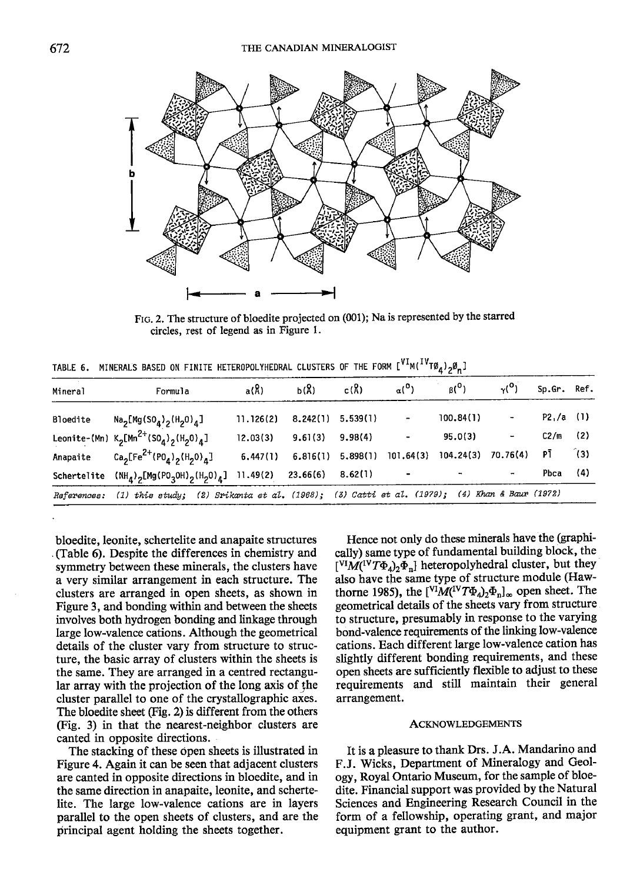FIG. 2. The structure of bloedite projected on (001); Na is represented by the starred circles, rest of legend as in Figure 1.

TABLE 6. MINERALS BASED ON FINITE HETEROPOLYHEDRAL CLUSTERS OF THE FORM $[^{VI}M(^{IV}T\phi_4)_2\phi_n]$

| Mineral | Formula | a(Å) | b(Å) | c(Å) | α(°) | β(°) | γ(°) | Sp.Gr. | Ref. |
|---|---|---|---|---|---|---|---|---|---|
| Bloedite | $Na_2[Mg(SO_4)_2(H_2O)_4]$ | 11.126(2) | 8.242(1) | 5.539(1) | - | 100.84(1) | - | $P2_1/a$ | (1) |
| Leonite-(Mn) | $K_2[Mn^{2+}(SO_4)_2(H_2O)_4]$ | 12.03(3) | 9.61(3) | 9.98(4) | - | 95.0(3) | - | C2/m | (2) |
| Anapaite | $Ca_2[Fe^{2+}(PO_4)_2(H_2O)_4]$ | 6.447(1) | 6.816(1) | 5.898(1) | 101.64(3) | 104.24(3) | 70.76(4) | $P\bar{1}$ | (3) |
| Schertelite | $(NH_4)_2[Mg(PO_3OH)_2(H_2O)_4]$ | 11.49(2) | 23.66(6) | 8.62(1) | - | - | - | Pbca | (4) |

*References:* (1) *this study;* (2) *Srikanta et al.* (1968); (3) *Catti et al.* (1979); (4) *Khan & Baur* (1972)

bloedite, leonite, schertelite and anapaite structures (Table 6). Despite the differences in chemistry and symmetry between these minerals, the clusters have a very similar arrangement in each structure. The clusters are arranged in open sheets, as shown in Figure 3, and bonding within and between the sheets involves both hydrogen bonding and linkage through large low-valence cations. Although the geometrical details of the cluster vary from structure to structure, the basic array of clusters within the sheets is the same. They are arranged in a centred rectangular array with the projection of the long axis of the cluster parallel to one of the crystallographic axes. The bloedite sheet (Fig. 2) is different from the others (Fig. 3) in that the nearest-neighbor clusters are canted in opposite directions.

The stacking of these open sheets is illustrated in Figure 4. Again it can be seen that adjacent clusters are canted in opposite directions in bloedite, and in the same direction in anapaite, leonite, and schertelite. The large low-valence cations are in layers parallel to the open sheets of clusters, and are the principal agent holding the sheets together.

Hence not only do these minerals have the (graphically) same type of fundamental building block, the $[^{VI}M(^{IV}T\Phi_4)_2\Phi_n]$ heteropolyhedral cluster, but they also have the same type of structure module (Hawthorne 1985), the $[^{VI}M(^{IV}T\Phi_4)_2\Phi_n]_\infty$ open sheet. The geometrical details of the sheets vary from structure to structure, presumably in response to the varying bond-valence requirements of the linking low-valence cations. Each different large low-valence cation has slightly different bonding requirements, and these open sheets are sufficiently flexible to adjust to these requirements and still maintain their general arrangement.

## ACKNOWLEDGEMENTS

It is a pleasure to thank Drs. J.A. Mandarino and F.J. Wicks, Department of Mineralogy and Geology, Royal Ontario Museum, for the sample of bloedite. Financial support was provided by the Natural Sciences and Engineering Research Council in the form of a fellowship, operating grant, and major equipment grant to the author.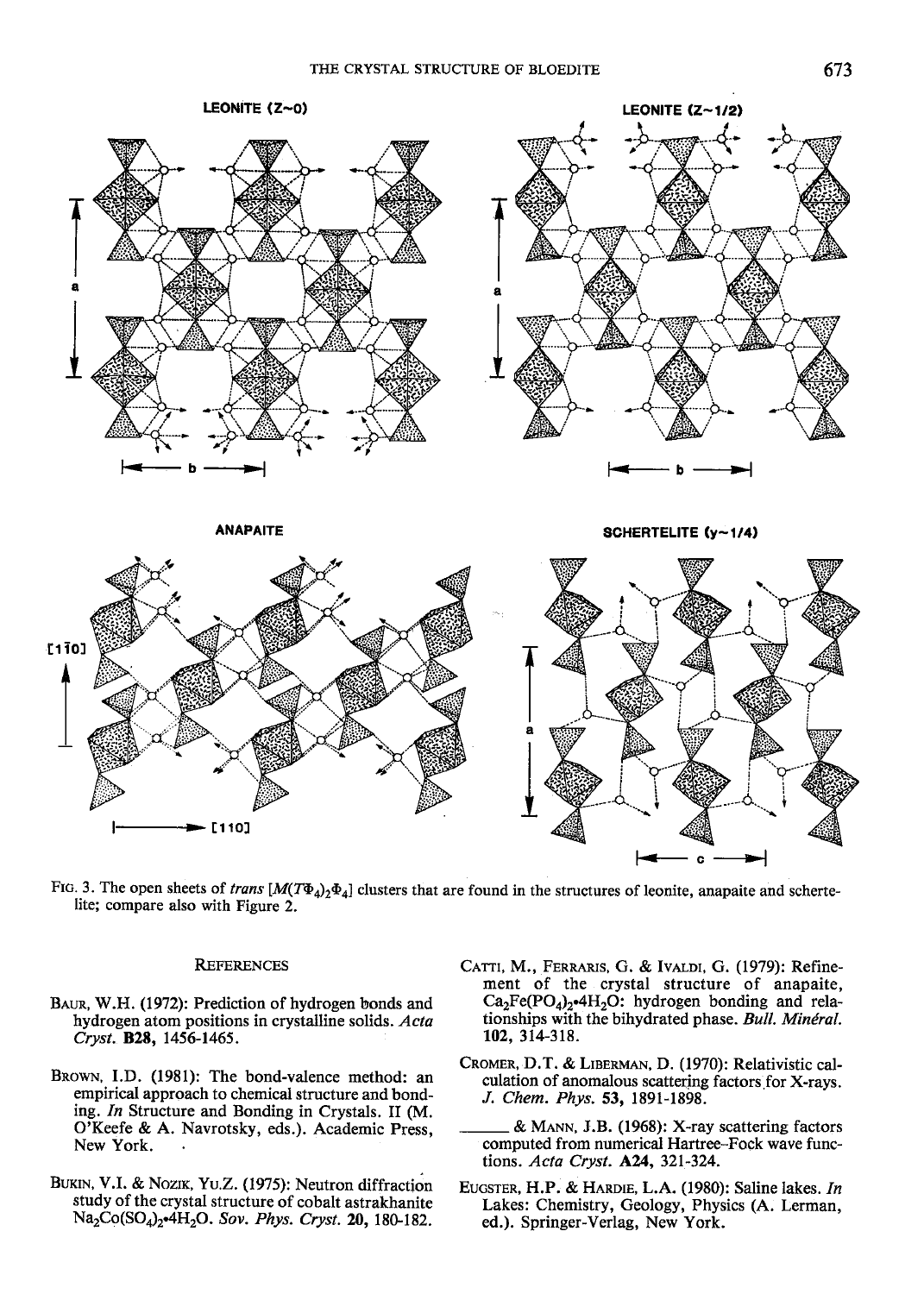FIG. 3. The open sheets of *trans* $[M(T\Phi_4)_2\Phi_4]$ clusters that are found in the structures of leonite, anapaite and schertelite; compare also with Figure 2.

## REFERENCES

BAUR, W.H. (1972): Prediction of hydrogen bonds and hydrogen atom positions in crystalline solids. *Acta Cryst.* **B28**, 1456-1465.

BROWN, I.D. (1981): The bond-valence method: an empirical approach to chemical structure and bonding. *In* Structure and Bonding in Crystals. II (M. O'Keefe & A. Navrotsky, eds.). Academic Press, New York.

BUKIN, V.I. & NOZIK, YU.Z. (1975): Neutron diffraction study of the crystal structure of cobalt astrakhanite $Na_2Co(SO_4)_2 \cdot 4H_2O$. *Sov. Phys. Cryst.* **20**, 180-182.

CATTI, M., FERRARIS, G. & IVALDI, G. (1979): Refinement of the crystal structure of anapaite, $Ca_2Fe(PO_4)_2 \cdot 4H_2O$: hydrogen bonding and relationships with the bihydrated phase. *Bull. Minéral.* **102**, 314-318.

CROMER, D.T. & LIBERMAN, D. (1970): Relativistic calculation of anomalous scattering factors for X-rays. *J. Chem. Phys.* **53**, 1891-1898.

______ & MANN, J.B. (1968): X-ray scattering factors computed from numerical Hartree–Fock wave functions. *Acta Cryst.* **A24**, 321-324.

EUGSTER, H.P. & HARDIE, L.A. (1980): Saline lakes. *In* Lakes: Chemistry, Geology, Physics (A. Lerman, ed.). Springer-Verlag, New York.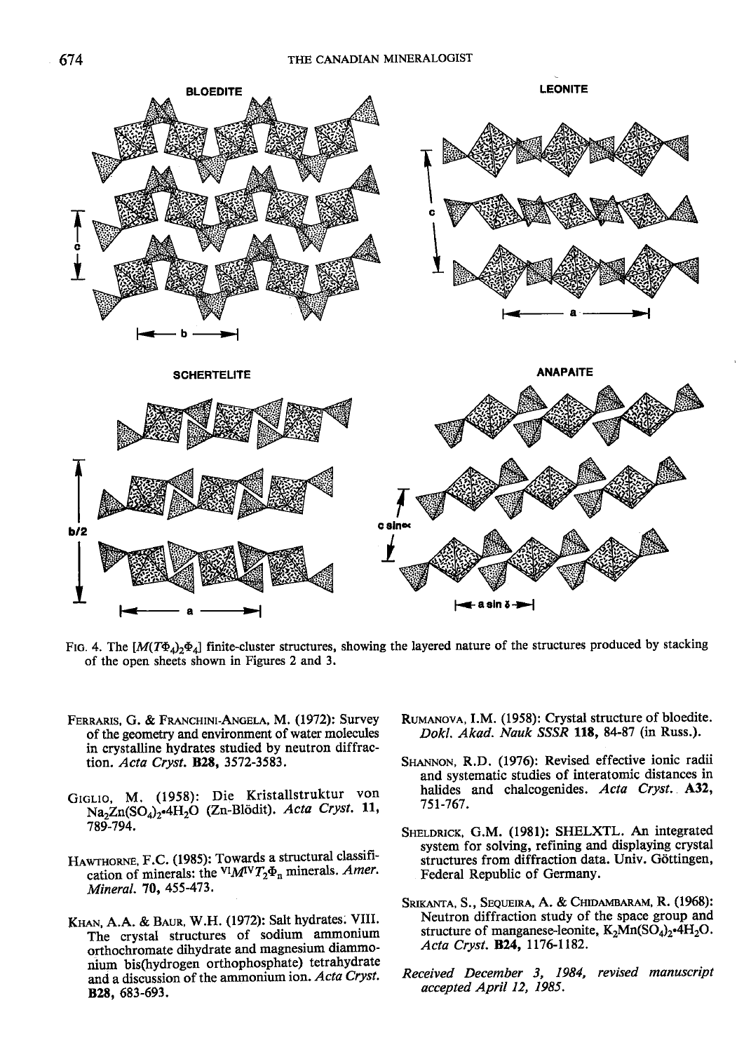BLOEDITE

c

b

LEONITE

c

a

SCHERTELITE

b/2

a

ANAPAITE

c sinα

a sin γ

FIG. 4. The $[M(T\Phi_4)_2\Phi_4]$ finite-cluster structures, showing the layered nature of the structures produced by stacking of the open sheets shown in Figures 2 and 3.

FERRARIS, G. & FRANCHINI-ANGELA, M. (1972): Survey of the geometry and environment of water molecules in crystalline hydrates studied by neutron diffraction. *Acta Cryst.* **B28**, 3572-3583.

GIGLIO, M. (1958): Die Kristallstruktur von $Na_2Zn(SO_4)_2{\cdot}4H_2O$ (Zn-Blödit). *Acta Cryst.* **11**, 789-794.

HAWTHORNE, F.C. (1985): Towards a structural classification of minerals: the ${}^{VI}M^{IV}T_2\Phi_n$ minerals. *Amer. Mineral.* **70**, 455-473.

KHAN, A.A. & BAUR, W.H. (1972): Salt hydrates. VIII. The crystal structures of sodium ammonium orthochromate dihydrate and magnesium diammonium bis(hydrogen orthophosphate) tetrahydrate and a discussion of the ammonium ion. *Acta Cryst.* **B28**, 683-693.

RUMANOVA, I.M. (1958): Crystal structure of bloedite. *Dokl. Akad. Nauk SSSR* **118**, 84-87 (in Russ.).

SHANNON, R.D. (1976): Revised effective ionic radii and systematic studies of interatomic distances in halides and chalcogenides. *Acta Cryst.* **A32**, 751-767.

SHELDRICK, G.M. (1981): SHELXTL. An integrated system for solving, refining and displaying crystal structures from diffraction data. Univ. Göttingen, Federal Republic of Germany.

SRIKANTA, S., SEQUEIRA, A. & CHIDAMBARAM, R. (1968): Neutron diffraction study of the space group and structure of manganese-leonite, $K_2Mn(SO_4)_2{\cdot}4H_2O$. *Acta Cryst.* **B24**, 1176-1182.

*Received December 3, 1984, revised manuscript accepted April 12, 1985.*